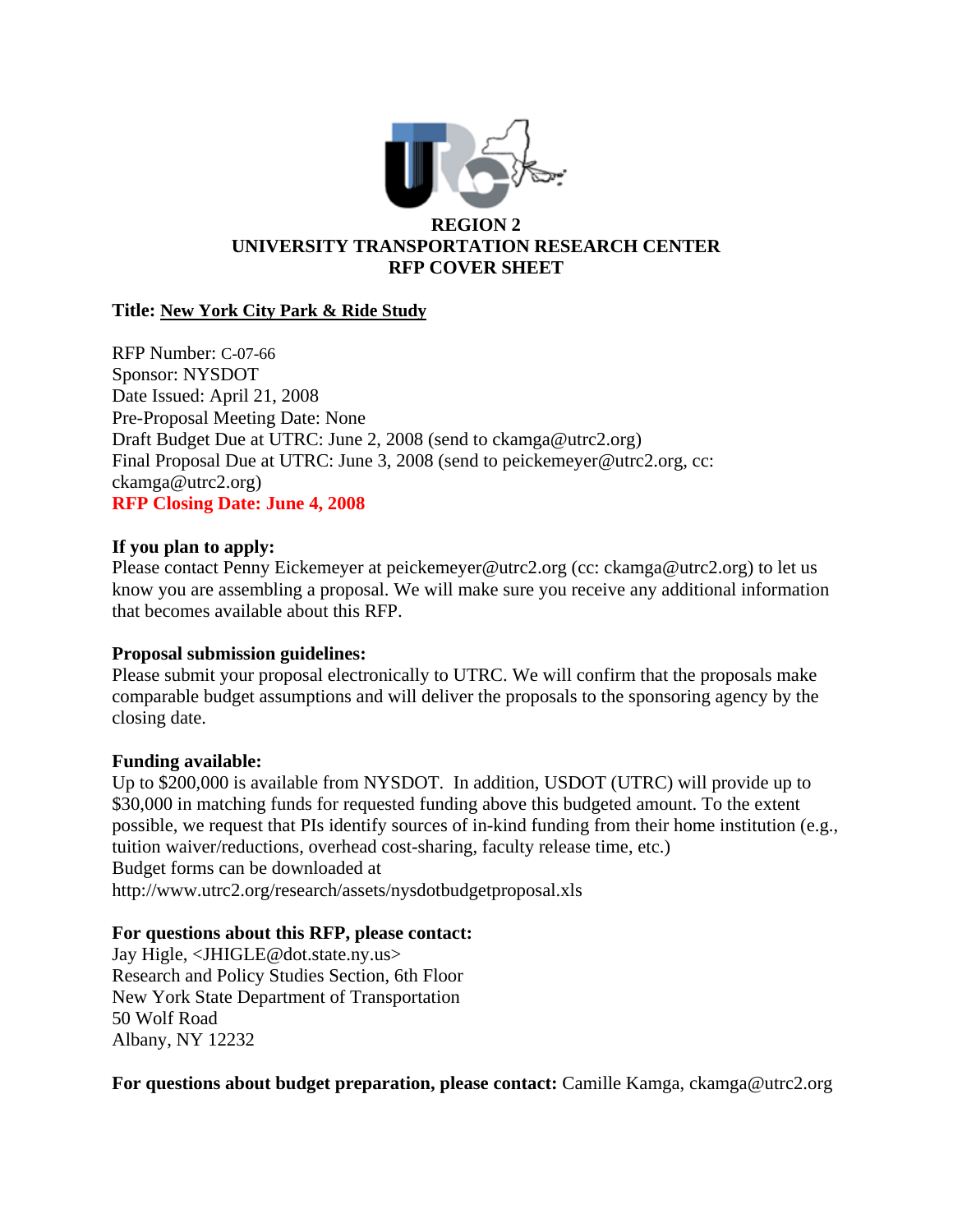# REGION 2
# UNIVERSITY TRANSPORTATION RESEARCH CENTER
# RFP COVER SHEET

**Title: New York City Park & Ride Study**

RFP Number: C-07-66
Sponsor: NYSDOT
Date Issued: April 21, 2008
Pre-Proposal Meeting Date: None
Draft Budget Due at UTRC: June 2, 2008 (send to ckamga@utrc2.org)
Final Proposal Due at UTRC: June 3, 2008 (send to peickemeyer@utrc2.org, cc: ckamga@utrc2.org)
**RFP Closing Date: June 4, 2008**

**If you plan to apply:**
Please contact Penny Eickemeyer at peickemeyer@utrc2.org (cc: ckamga@utrc2.org) to let us know you are assembling a proposal. We will make sure you receive any additional information that becomes available about this RFP.

**Proposal submission guidelines:**
Please submit your proposal electronically to UTRC. We will confirm that the proposals make comparable budget assumptions and will deliver the proposals to the sponsoring agency by the closing date.

**Funding available:**
Up to $200,000 is available from NYSDOT. In addition, USDOT (UTRC) will provide up to $30,000 in matching funds for requested funding above this budgeted amount. To the extent possible, we request that PIs identify sources of in-kind funding from their home institution (e.g., tuition waiver/reductions, overhead cost-sharing, faculty release time, etc.)
Budget forms can be downloaded at
http://www.utrc2.org/research/assets/nysdotbudgetproposal.xls

**For questions about this RFP, please contact:**
Jay Higle, <JHIGLE@dot.state.ny.us>
Research and Policy Studies Section, 6th Floor
New York State Department of Transportation
50 Wolf Road
Albany, NY 12232

**For questions about budget preparation, please contact:** Camille Kamga, ckamga@utrc2.org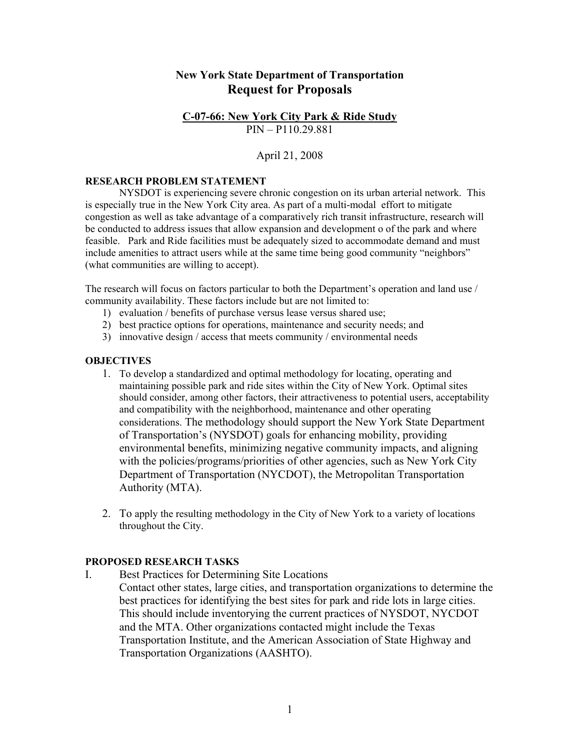**New York State Department of Transportation**
# Request for Proposals

**C-07-66: New York City Park & Ride Study**
PIN – P110.29.881

April 21, 2008

## RESEARCH PROBLEM STATEMENT

NYSDOT is experiencing severe chronic congestion on its urban arterial network. This is especially true in the New York City area. As part of a multi-modal effort to mitigate congestion as well as take advantage of a comparatively rich transit infrastructure, research will be conducted to address issues that allow expansion and development o of the park and where feasible. Park and Ride facilities must be adequately sized to accommodate demand and must include amenities to attract users while at the same time being good community "neighbors" (what communities are willing to accept).

The research will focus on factors particular to both the Department's operation and land use / community availability. These factors include but are not limited to:

1) evaluation / benefits of purchase versus lease versus shared use;
2) best practice options for operations, maintenance and security needs; and
3) innovative design / access that meets community / environmental needs

## OBJECTIVES

1. To develop a standardized and optimal methodology for locating, operating and maintaining possible park and ride sites within the City of New York. Optimal sites should consider, among other factors, their attractiveness to potential users, acceptability and compatibility with the neighborhood, maintenance and other operating considerations. The methodology should support the New York State Department of Transportation's (NYSDOT) goals for enhancing mobility, providing environmental benefits, minimizing negative community impacts, and aligning with the policies/programs/priorities of other agencies, such as New York City Department of Transportation (NYCDOT), the Metropolitan Transportation Authority (MTA).

2. To apply the resulting methodology in the City of New York to a variety of locations throughout the City.

## PROPOSED RESEARCH TASKS

I. Best Practices for Determining Site Locations
Contact other states, large cities, and transportation organizations to determine the best practices for identifying the best sites for park and ride lots in large cities. This should include inventorying the current practices of NYSDOT, NYCDOT and the MTA. Other organizations contacted might include the Texas Transportation Institute, and the American Association of State Highway and Transportation Organizations (AASHTO).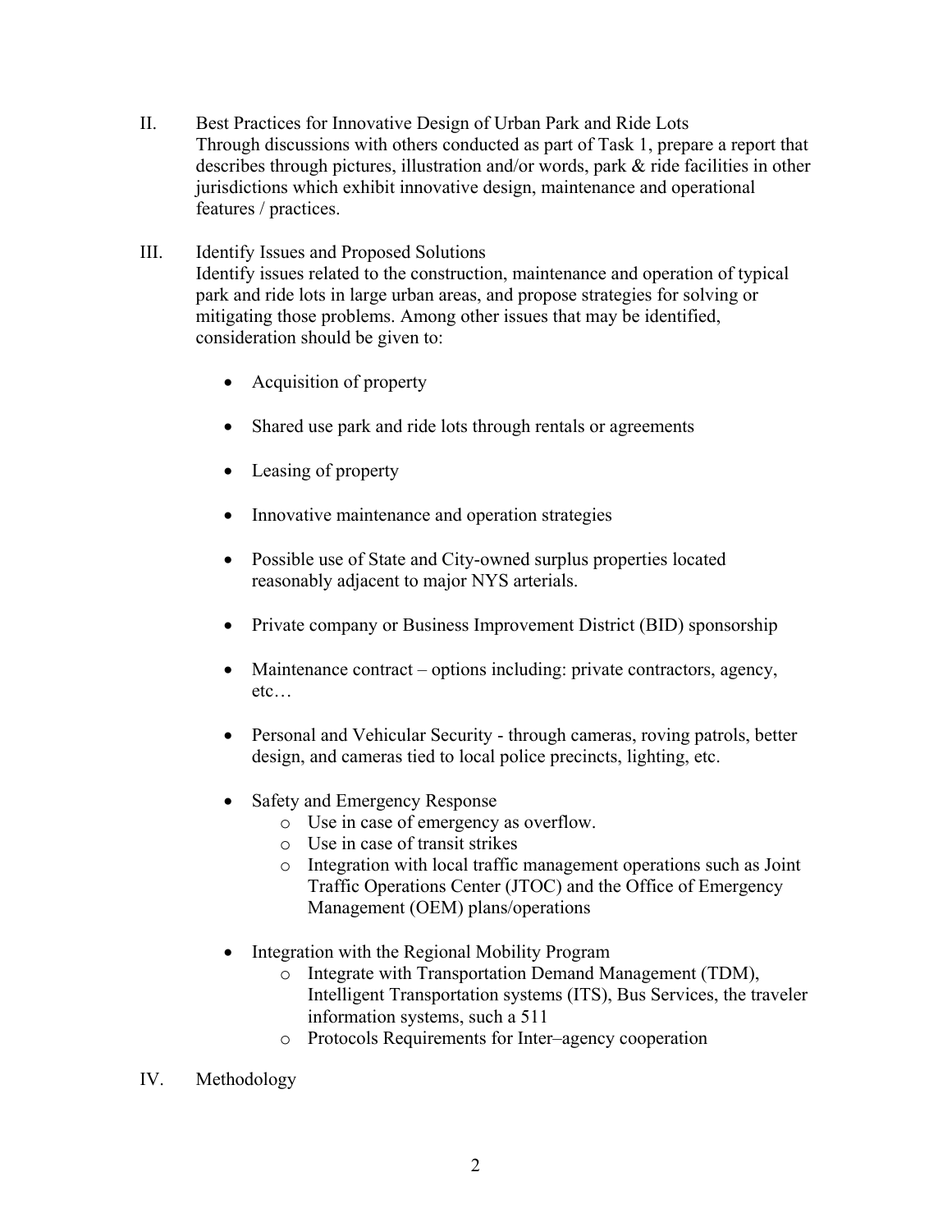II. Best Practices for Innovative Design of Urban Park and Ride Lots

Through discussions with others conducted as part of Task 1, prepare a report that describes through pictures, illustration and/or words, park & ride facilities in other jurisdictions which exhibit innovative design, maintenance and operational features / practices.

III. Identify Issues and Proposed Solutions

Identify issues related to the construction, maintenance and operation of typical park and ride lots in large urban areas, and propose strategies for solving or mitigating those problems. Among other issues that may be identified, consideration should be given to:

- Acquisition of property
- Shared use park and ride lots through rentals or agreements
- Leasing of property
- Innovative maintenance and operation strategies
- Possible use of State and City-owned surplus properties located reasonably adjacent to major NYS arterials.
- Private company or Business Improvement District (BID) sponsorship
- Maintenance contract – options including: private contractors, agency, etc…
- Personal and Vehicular Security - through cameras, roving patrols, better design, and cameras tied to local police precincts, lighting, etc.
- Safety and Emergency Response
    - Use in case of emergency as overflow.
    - Use in case of transit strikes
    - Integration with local traffic management operations such as Joint Traffic Operations Center (JTOC) and the Office of Emergency Management (OEM) plans/operations
- Integration with the Regional Mobility Program
    - Integrate with Transportation Demand Management (TDM), Intelligent Transportation systems (ITS), Bus Services, the traveler information systems, such a 511
    - Protocols Requirements for Inter–agency cooperation

IV. Methodology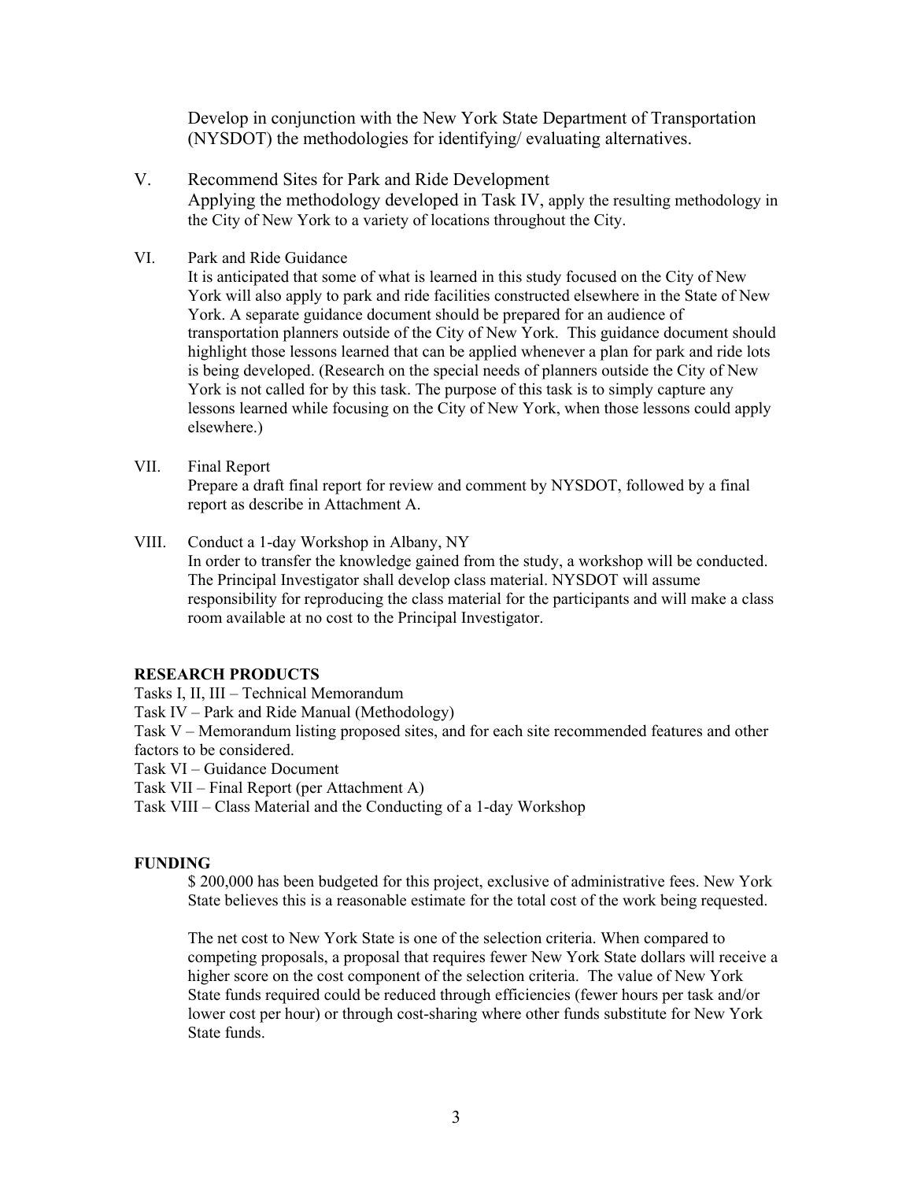Develop in conjunction with the New York State Department of Transportation (NYSDOT) the methodologies for identifying/ evaluating alternatives.

V. Recommend Sites for Park and Ride Development
Applying the methodology developed in Task IV, apply the resulting methodology in the City of New York to a variety of locations throughout the City.

VI. Park and Ride Guidance
It is anticipated that some of what is learned in this study focused on the City of New York will also apply to park and ride facilities constructed elsewhere in the State of New York. A separate guidance document should be prepared for an audience of transportation planners outside of the City of New York. This guidance document should highlight those lessons learned that can be applied whenever a plan for park and ride lots is being developed. (Research on the special needs of planners outside the City of New York is not called for by this task. The purpose of this task is to simply capture any lessons learned while focusing on the City of New York, when those lessons could apply elsewhere.)

VII. Final Report
Prepare a draft final report for review and comment by NYSDOT, followed by a final report as describe in Attachment A.

VIII. Conduct a 1-day Workshop in Albany, NY
In order to transfer the knowledge gained from the study, a workshop will be conducted. The Principal Investigator shall develop class material. NYSDOT will assume responsibility for reproducing the class material for the participants and will make a class room available at no cost to the Principal Investigator.

## RESEARCH PRODUCTS

Tasks I, II, III – Technical Memorandum
Task IV – Park and Ride Manual (Methodology)
Task V – Memorandum listing proposed sites, and for each site recommended features and other factors to be considered.
Task VI – Guidance Document
Task VII – Final Report (per Attachment A)
Task VIII – Class Material and the Conducting of a 1-day Workshop

## FUNDING

$ 200,000 has been budgeted for this project, exclusive of administrative fees. New York State believes this is a reasonable estimate for the total cost of the work being requested.

The net cost to New York State is one of the selection criteria. When compared to competing proposals, a proposal that requires fewer New York State dollars will receive a higher score on the cost component of the selection criteria. The value of New York State funds required could be reduced through efficiencies (fewer hours per task and/or lower cost per hour) or through cost-sharing where other funds substitute for New York State funds.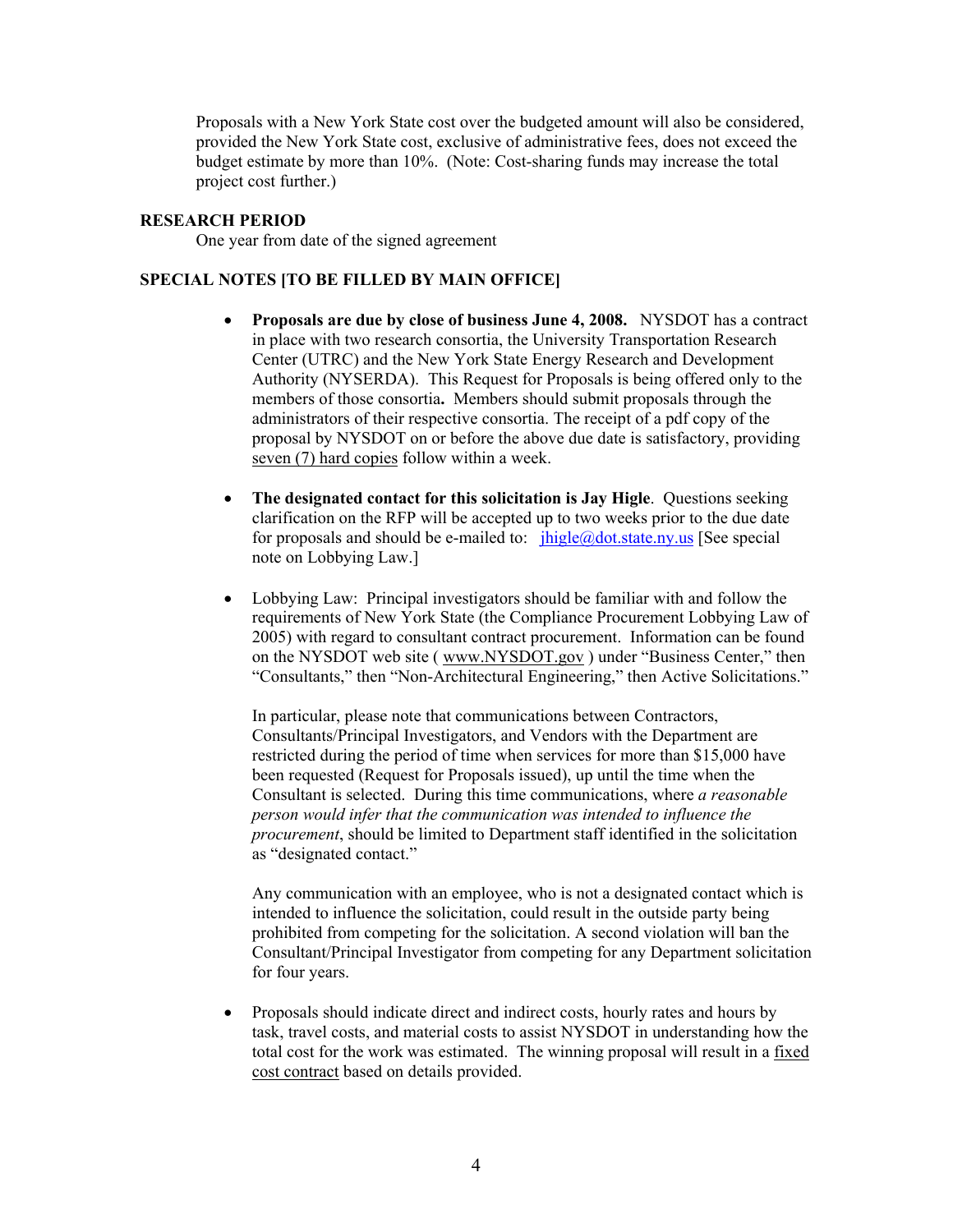Proposals with a New York State cost over the budgeted amount will also be considered, provided the New York State cost, exclusive of administrative fees, does not exceed the budget estimate by more than 10%. (Note: Cost-sharing funds may increase the total project cost further.)

**RESEARCH PERIOD**

One year from date of the signed agreement

**SPECIAL NOTES [TO BE FILLED BY MAIN OFFICE]**

- **Proposals are due by close of business June 4, 2008.** NYSDOT has a contract in place with two research consortia, the University Transportation Research Center (UTRC) and the New York State Energy Research and Development Authority (NYSERDA). This Request for Proposals is being offered only to the members of those consortia**.** Members should submit proposals through the administrators of their respective consortia. The receipt of a pdf copy of the proposal by NYSDOT on or before the above due date is satisfactory, providing seven (7) hard copies follow within a week.

- **The designated contact for this solicitation is Jay Higle**. Questions seeking clarification on the RFP will be accepted up to two weeks prior to the due date for proposals and should be e-mailed to: jhigle@dot.state.ny.us [See special note on Lobbying Law.]

- Lobbying Law: Principal investigators should be familiar with and follow the requirements of New York State (the Compliance Procurement Lobbying Law of 2005) with regard to consultant contract procurement. Information can be found on the NYSDOT web site ( www.NYSDOT.gov ) under "Business Center," then "Consultants," then "Non-Architectural Engineering," then Active Solicitations."

  In particular, please note that communications between Contractors, Consultants/Principal Investigators, and Vendors with the Department are restricted during the period of time when services for more than $15,000 have been requested (Request for Proposals issued), up until the time when the Consultant is selected. During this time communications, where *a reasonable person would infer that the communication was intended to influence the procurement*, should be limited to Department staff identified in the solicitation as "designated contact."

  Any communication with an employee, who is not a designated contact which is intended to influence the solicitation, could result in the outside party being prohibited from competing for the solicitation. A second violation will ban the Consultant/Principal Investigator from competing for any Department solicitation for four years.

- Proposals should indicate direct and indirect costs, hourly rates and hours by task, travel costs, and material costs to assist NYSDOT in understanding how the total cost for the work was estimated. The winning proposal will result in a fixed cost contract based on details provided.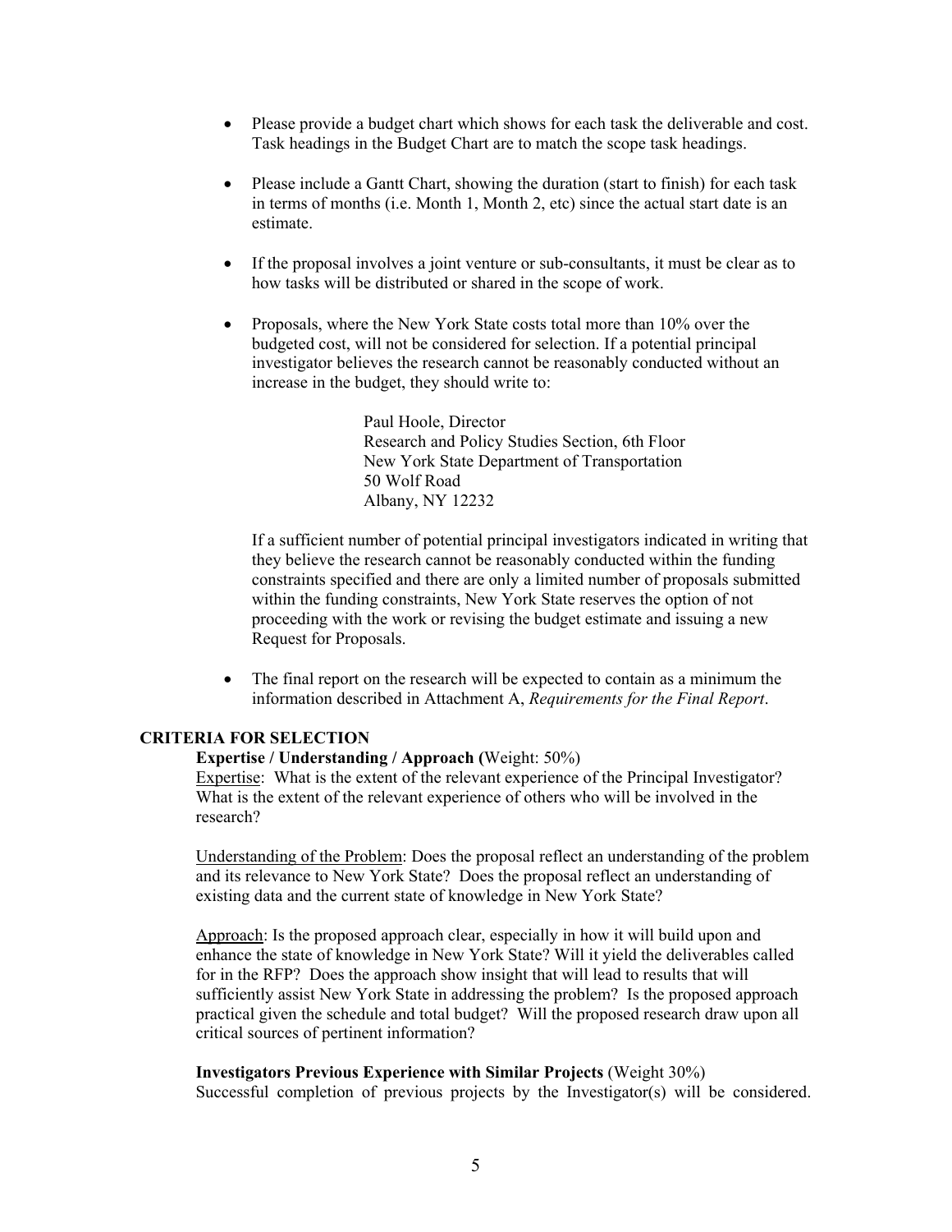- Please provide a budget chart which shows for each task the deliverable and cost. Task headings in the Budget Chart are to match the scope task headings.

- Please include a Gantt Chart, showing the duration (start to finish) for each task in terms of months (i.e. Month 1, Month 2, etc) since the actual start date is an estimate.

- If the proposal involves a joint venture or sub-consultants, it must be clear as to how tasks will be distributed or shared in the scope of work.

- Proposals, where the New York State costs total more than 10% over the budgeted cost, will not be considered for selection. If a potential principal investigator believes the research cannot be reasonably conducted without an increase in the budget, they should write to:

  Paul Hoole, Director
  Research and Policy Studies Section, 6th Floor
  New York State Department of Transportation
  50 Wolf Road
  Albany, NY 12232

  If a sufficient number of potential principal investigators indicated in writing that they believe the research cannot be reasonably conducted within the funding constraints specified and there are only a limited number of proposals submitted within the funding constraints, New York State reserves the option of not proceeding with the work or revising the budget estimate and issuing a new Request for Proposals.

- The final report on the research will be expected to contain as a minimum the information described in Attachment A, *Requirements for the Final Report*.

## CRITERIA FOR SELECTION

**Expertise / Understanding / Approach (**Weight: 50%)

Expertise: What is the extent of the relevant experience of the Principal Investigator? What is the extent of the relevant experience of others who will be involved in the research?

Understanding of the Problem: Does the proposal reflect an understanding of the problem and its relevance to New York State? Does the proposal reflect an understanding of existing data and the current state of knowledge in New York State?

Approach: Is the proposed approach clear, especially in how it will build upon and enhance the state of knowledge in New York State? Will it yield the deliverables called for in the RFP? Does the approach show insight that will lead to results that will sufficiently assist New York State in addressing the problem? Is the proposed approach practical given the schedule and total budget? Will the proposed research draw upon all critical sources of pertinent information?

**Investigators Previous Experience with Similar Projects** (Weight 30%)

Successful completion of previous projects by the Investigator(s) will be considered.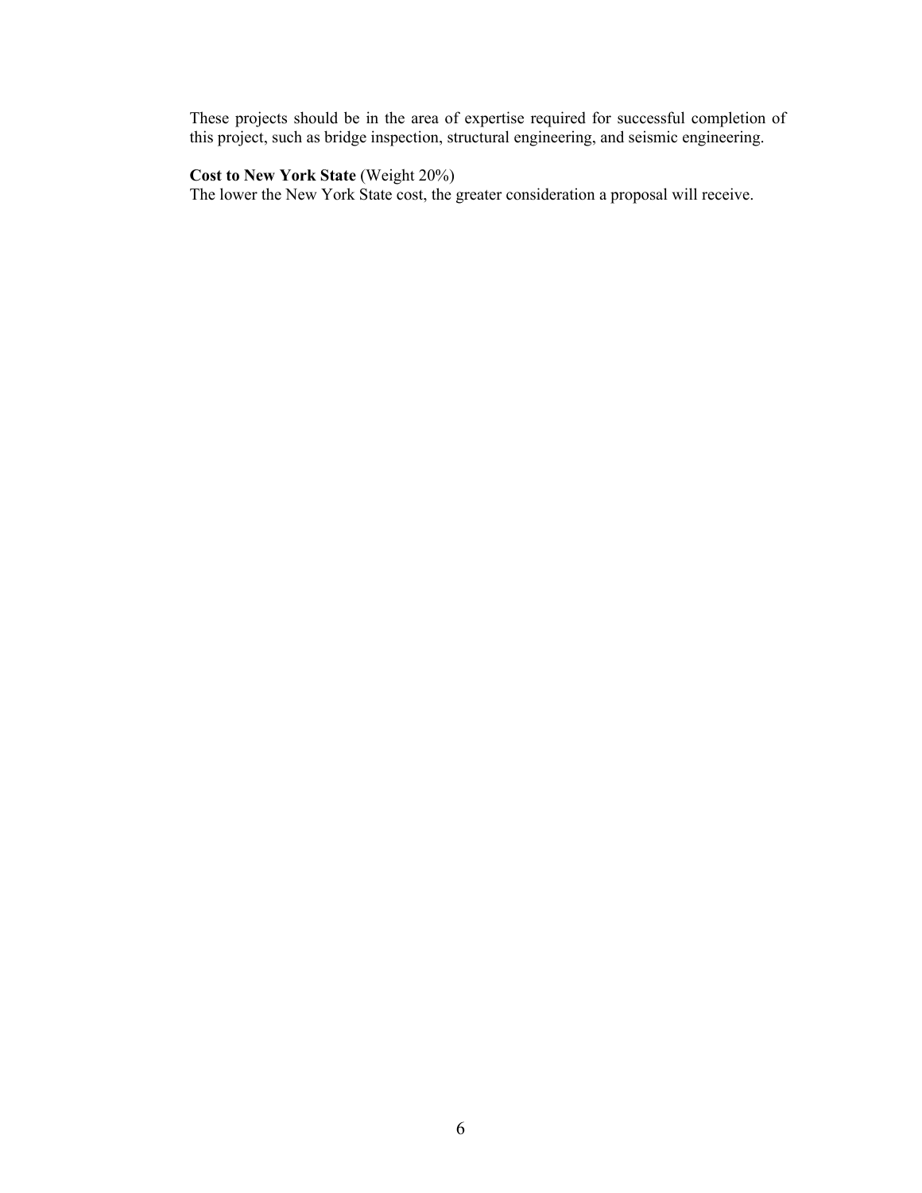These projects should be in the area of expertise required for successful completion of this project, such as bridge inspection, structural engineering, and seismic engineering.

**Cost to New York State** (Weight 20%)
The lower the New York State cost, the greater consideration a proposal will receive.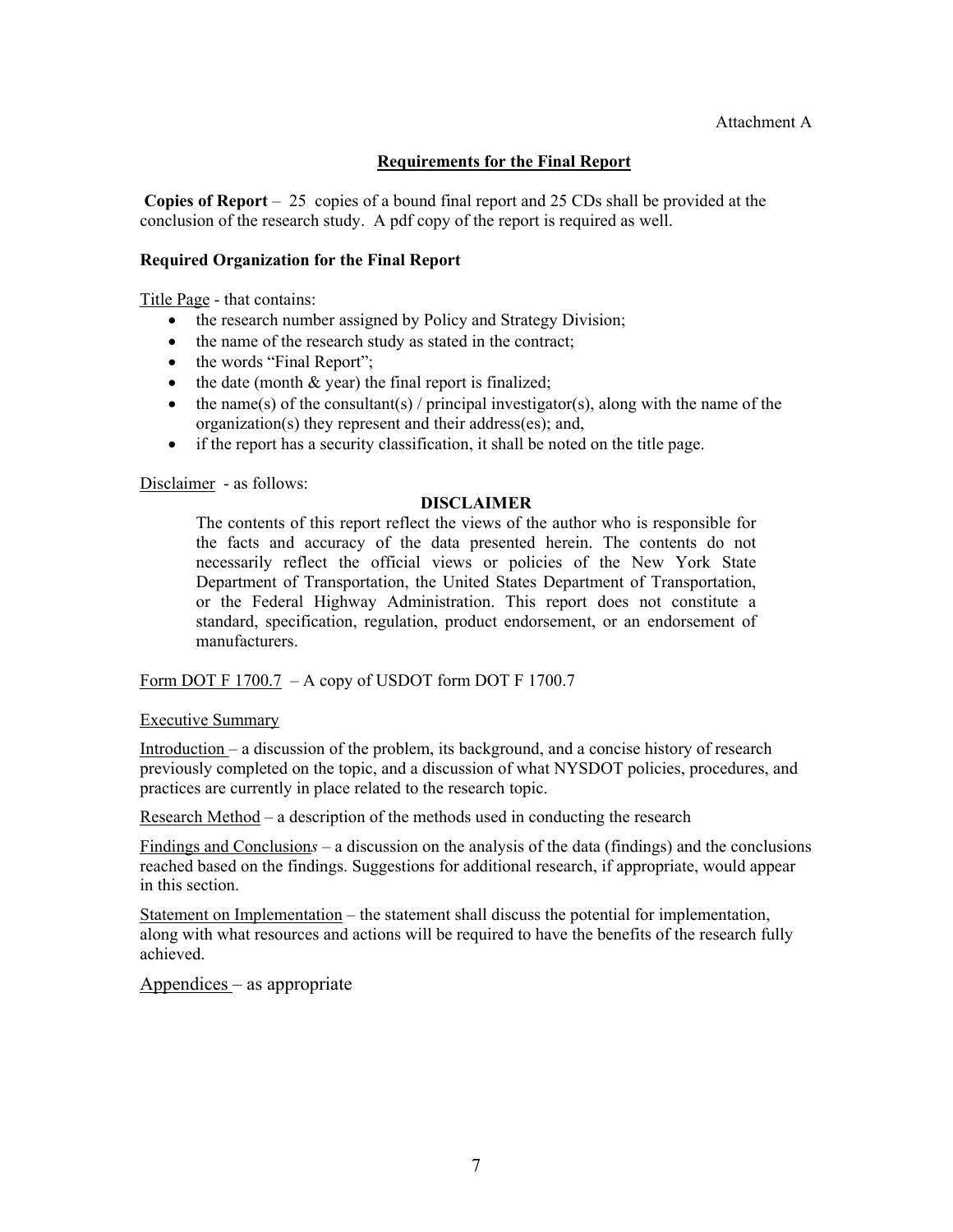Attachment A

## Requirements for the Final Report

**Copies of Report** – 25 copies of a bound final report and 25 CDs shall be provided at the conclusion of the research study. A pdf copy of the report is required as well.

### Required Organization for the Final Report

Title Page - that contains:

- the research number assigned by Policy and Strategy Division;
- the name of the research study as stated in the contract;
- the words “Final Report”;
- the date (month & year) the final report is finalized;
- the name(s) of the consultant(s) / principal investigator(s), along with the name of the organization(s) they represent and their address(es); and,
- if the report has a security classification, it shall be noted on the title page.

Disclaimer - as follows:

> **DISCLAIMER**
>
> The contents of this report reflect the views of the author who is responsible for the facts and accuracy of the data presented herein. The contents do not necessarily reflect the official views or policies of the New York State Department of Transportation, the United States Department of Transportation, or the Federal Highway Administration. This report does not constitute a standard, specification, regulation, product endorsement, or an endorsement of manufacturers.

Form DOT F 1700.7 – A copy of USDOT form DOT F 1700.7

Executive Summary

Introduction – a discussion of the problem, its background, and a concise history of research previously completed on the topic, and a discussion of what NYSDOT policies, procedures, and practices are currently in place related to the research topic.

Research Method – a description of the methods used in conducting the research

Findings and Conclusion*s* – a discussion on the analysis of the data (findings) and the conclusions reached based on the findings. Suggestions for additional research, if appropriate, would appear in this section.

Statement on Implementation – the statement shall discuss the potential for implementation, along with what resources and actions will be required to have the benefits of the research fully achieved.

Appendices – as appropriate